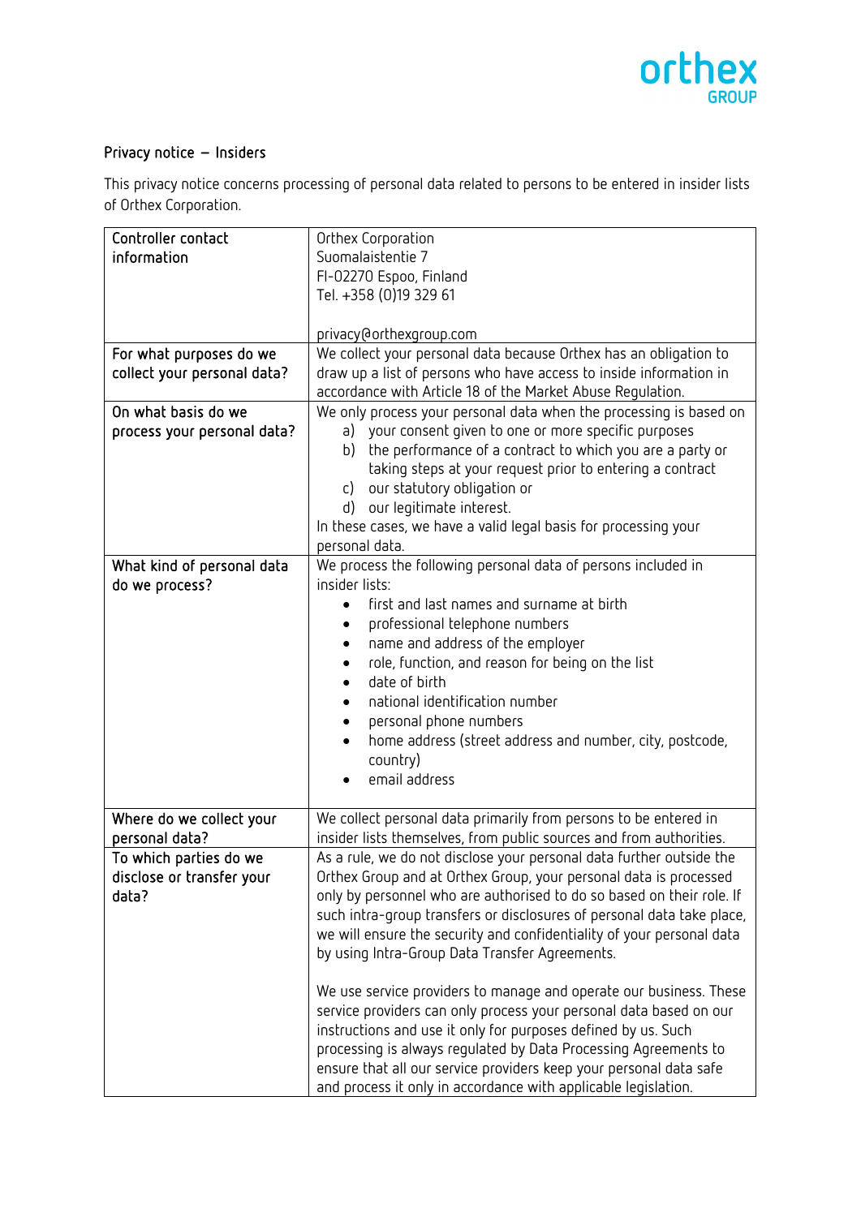orthex GROUP

## Privacy notice – Insiders

This privacy notice concerns processing of personal data related to persons to be entered in insider lists of Orthex Corporation.

| | |
|---|---|
| Controller contact information | Orthex Corporation<br>Suomalaistentie 7<br>FI-02270 Espoo, Finland<br>Tel. +358 (0)19 329 61<br><br>privacy@orthexgroup.com |
| For what purposes do we collect your personal data? | We collect your personal data because Orthex has an obligation to draw up a list of persons who have access to inside information in accordance with Article 18 of the Market Abuse Regulation. |
| On what basis do we process your personal data? | We only process your personal data when the processing is based on<br>a) your consent given to one or more specific purposes<br>b) the performance of a contract to which you are a party or taking steps at your request prior to entering a contract<br>c) our statutory obligation or<br>d) our legitimate interest.<br>In these cases, we have a valid legal basis for processing your personal data. |
| What kind of personal data do we process? | We process the following personal data of persons included in insider lists:<br>• first and last names and surname at birth<br>• professional telephone numbers<br>• name and address of the employer<br>• role, function, and reason for being on the list<br>• date of birth<br>• national identification number<br>• personal phone numbers<br>• home address (street address and number, city, postcode, country)<br>• email address |
| Where do we collect your personal data? | We collect personal data primarily from persons to be entered in insider lists themselves, from public sources and from authorities. |
| To which parties do we disclose or transfer your data? | As a rule, we do not disclose your personal data further outside the Orthex Group and at Orthex Group, your personal data is processed only by personnel who are authorised to do so based on their role. If such intra-group transfers or disclosures of personal data take place, we will ensure the security and confidentiality of your personal data by using Intra-Group Data Transfer Agreements.<br><br>We use service providers to manage and operate our business. These service providers can only process your personal data based on our instructions and use it only for purposes defined by us. Such processing is always regulated by Data Processing Agreements to ensure that all our service providers keep your personal data safe and process it only in accordance with applicable legislation. |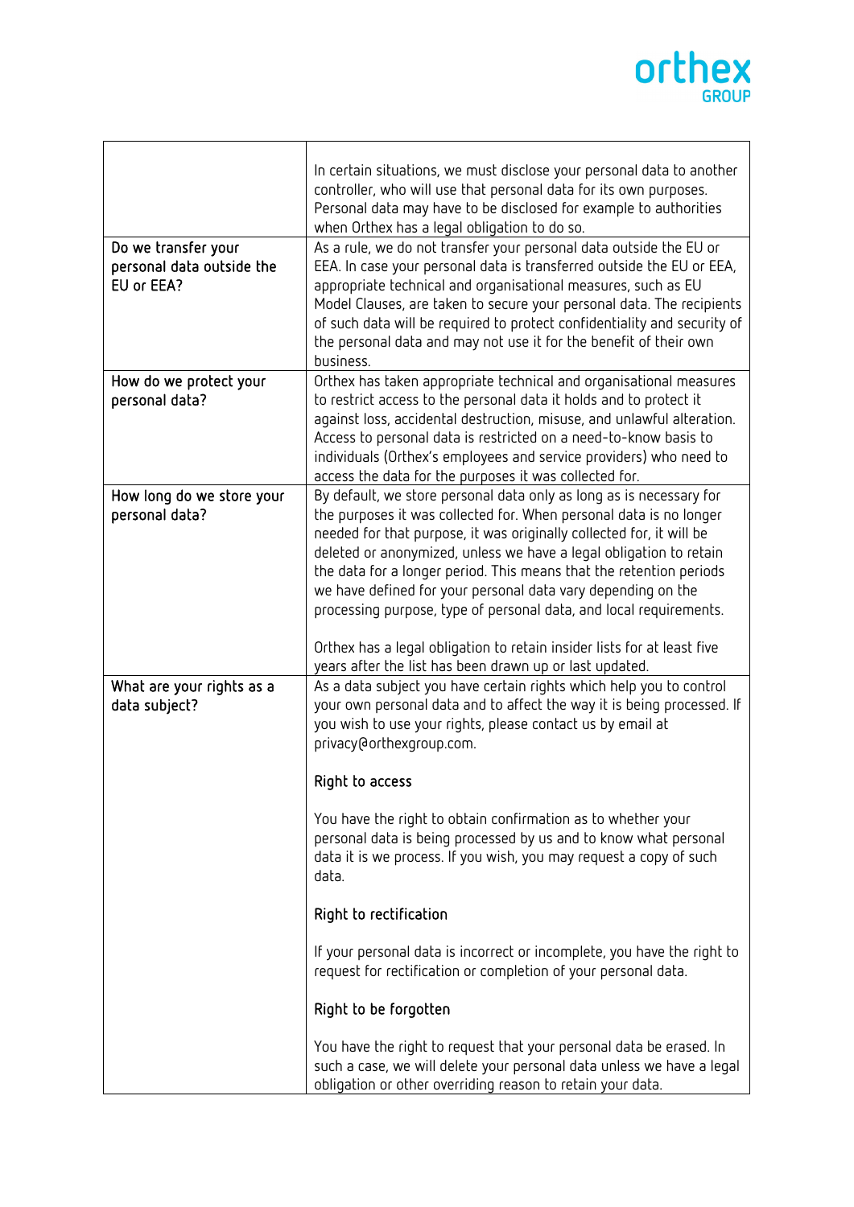| | |
|---|---|
| | In certain situations, we must disclose your personal data to another controller, who will use that personal data for its own purposes. Personal data may have to be disclosed for example to authorities when Orthex has a legal obligation to do so. |
| **Do we transfer your personal data outside the EU or EEA?** | As a rule, we do not transfer your personal data outside the EU or EEA. In case your personal data is transferred outside the EU or EEA, appropriate technical and organisational measures, such as EU Model Clauses, are taken to secure your personal data. The recipients of such data will be required to protect confidentiality and security of the personal data and may not use it for the benefit of their own business. |
| **How do we protect your personal data?** | Orthex has taken appropriate technical and organisational measures to restrict access to the personal data it holds and to protect it against loss, accidental destruction, misuse, and unlawful alteration. Access to personal data is restricted on a need-to-know basis to individuals (Orthex's employees and service providers) who need to access the data for the purposes it was collected for. |
| **How long do we store your personal data?** | By default, we store personal data only as long as is necessary for the purposes it was collected for. When personal data is no longer needed for that purpose, it was originally collected for, it will be deleted or anonymized, unless we have a legal obligation to retain the data for a longer period. This means that the retention periods we have defined for your personal data vary depending on the processing purpose, type of personal data, and local requirements.<br><br>Orthex has a legal obligation to retain insider lists for at least five years after the list has been drawn up or last updated. |
| **What are your rights as a data subject?** | As a data subject you have certain rights which help you to control your own personal data and to affect the way it is being processed. If you wish to use your rights, please contact us by email at privacy@orthexgroup.com.<br><br>**Right to access**<br><br>You have the right to obtain confirmation as to whether your personal data is being processed by us and to know what personal data it is we process. If you wish, you may request a copy of such data.<br><br>**Right to rectification**<br><br>If your personal data is incorrect or incomplete, you have the right to request for rectification or completion of your personal data.<br><br>**Right to be forgotten**<br><br>You have the right to request that your personal data be erased. In such a case, we will delete your personal data unless we have a legal obligation or other overriding reason to retain your data. |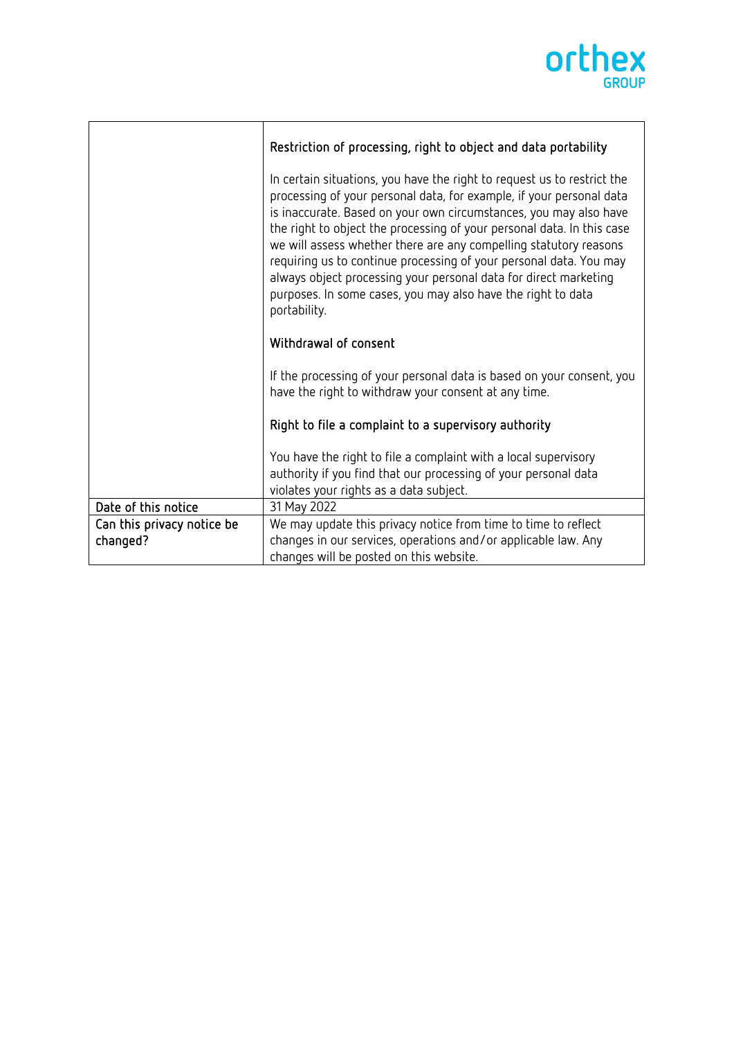| | |
|---|---|
| | **Restriction of processing, right to object and data portability**<br><br>In certain situations, you have the right to request us to restrict the processing of your personal data, for example, if your personal data is inaccurate. Based on your own circumstances, you may also have the right to object the processing of your personal data. In this case we will assess whether there are any compelling statutory reasons requiring us to continue processing of your personal data. You may always object processing your personal data for direct marketing purposes. In some cases, you may also have the right to data portability.<br><br>**Withdrawal of consent**<br><br>If the processing of your personal data is based on your consent, you have the right to withdraw your consent at any time.<br><br>**Right to file a complaint to a supervisory authority**<br><br>You have the right to file a complaint with a local supervisory authority if you find that our processing of your personal data violates your rights as a data subject. |
| **Date of this notice** | 31 May 2022 |
| **Can this privacy notice be changed?** | We may update this privacy notice from time to time to reflect changes in our services, operations and/or applicable law. Any changes will be posted on this website. |